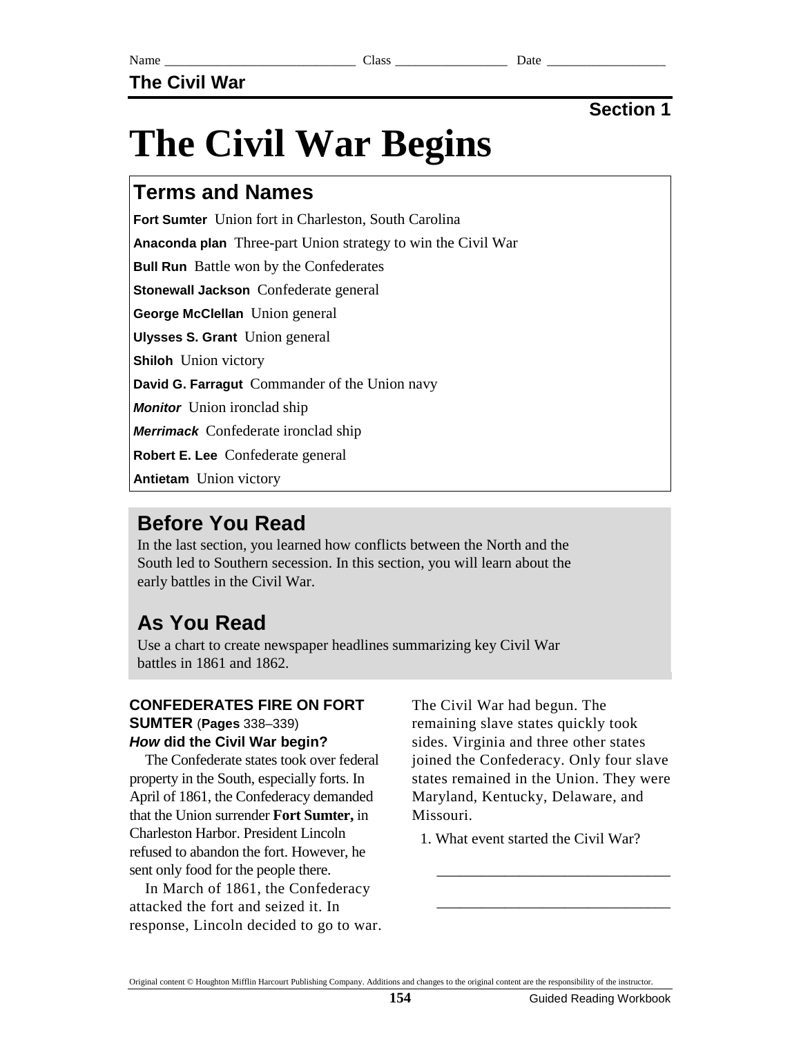Name ____________________________ Class ________________ Date _________________

## The Civil War

**Section 1**

# The Civil War Begins

## Terms and Names

**Fort Sumter** Union fort in Charleston, South Carolina

**Anaconda plan** Three-part Union strategy to win the Civil War

**Bull Run** Battle won by the Confederates

**Stonewall Jackson** Confederate general

**George McClellan** Union general

**Ulysses S. Grant** Union general

**Shiloh** Union victory

**David G. Farragut** Commander of the Union navy

***Monitor*** Union ironclad ship

***Merrimack*** Confederate ironclad ship

**Robert E. Lee** Confederate general

**Antietam** Union victory

## Before You Read

In the last section, you learned how conflicts between the North and the South led to Southern secession. In this section, you will learn about the early battles in the Civil War.

## As You Read

Use a chart to create newspaper headlines summarizing key Civil War battles in 1861 and 1862.

### CONFEDERATES FIRE ON FORT SUMTER (Pages 338–339)

***How* did the Civil War begin?**

The Confederate states took over federal property in the South, especially forts. In April of 1861, the Confederacy demanded that the Union surrender **Fort Sumter,** in Charleston Harbor. President Lincoln refused to abandon the fort. However, he sent only food for the people there.

In March of 1861, the Confederacy attacked the fort and seized it. In response, Lincoln decided to go to war. The Civil War had begun. The remaining slave states quickly took sides. Virginia and three other states joined the Confederacy. Only four slave states remained in the Union. They were Maryland, Kentucky, Delaware, and Missouri.

1. What event started the Civil War?

_______________________________

_______________________________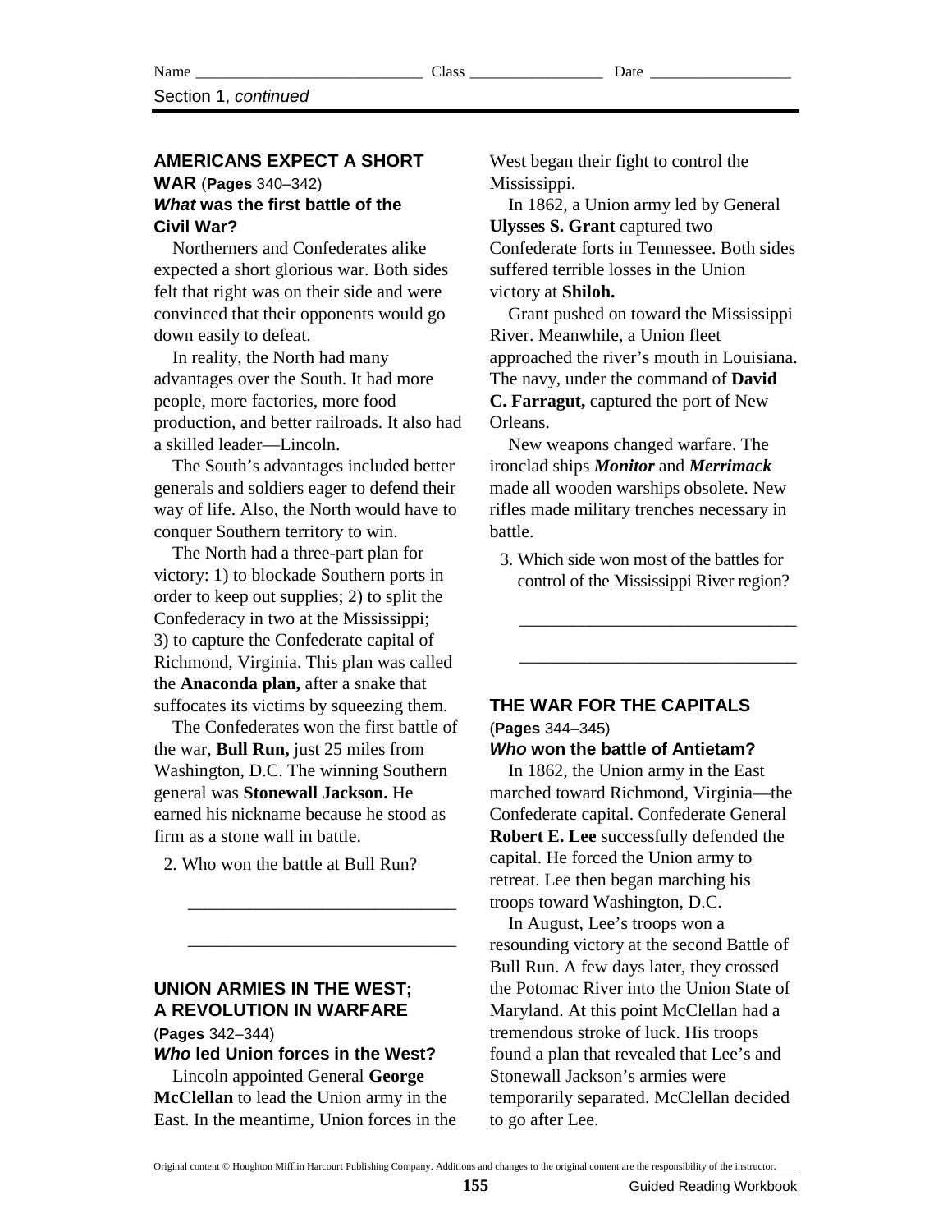## AMERICANS EXPECT A SHORT WAR (**Pages** 340–342)

### ***What*** **was the first battle of the Civil War?**

Northerners and Confederates alike expected a short glorious war. Both sides felt that right was on their side and were convinced that their opponents would go down easily to defeat.

In reality, the North had many advantages over the South. It had more people, more factories, more food production, and better railroads. It also had a skilled leader—Lincoln.

The South's advantages included better generals and soldiers eager to defend their way of life. Also, the North would have to conquer Southern territory to win.

The North had a three-part plan for victory: 1) to blockade Southern ports in order to keep out supplies; 2) to split the Confederacy in two at the Mississippi; 3) to capture the Confederate capital of Richmond, Virginia. This plan was called the **Anaconda plan,** after a snake that suffocates its victims by squeezing them.

The Confederates won the first battle of the war, **Bull Run,** just 25 miles from Washington, D.C. The winning Southern general was **Stonewall Jackson.** He earned his nickname because he stood as firm as a stone wall in battle.

2. Who won the battle at Bull Run?

_______________________________

_______________________________

## UNION ARMIES IN THE WEST; A REVOLUTION IN WARFARE (**Pages** 342–344)

### ***Who*** **led Union forces in the West?**

Lincoln appointed General **George McClellan** to lead the Union army in the East. In the meantime, Union forces in the West began their fight to control the Mississippi.

In 1862, a Union army led by General **Ulysses S. Grant** captured two Confederate forts in Tennessee. Both sides suffered terrible losses in the Union victory at **Shiloh.**

Grant pushed on toward the Mississippi River. Meanwhile, a Union fleet approached the river's mouth in Louisiana. The navy, under the command of **David C. Farragut,** captured the port of New Orleans.

New weapons changed warfare. The ironclad ships ***Monitor*** and ***Merrimack*** made all wooden warships obsolete. New rifles made military trenches necessary in battle.

3. Which side won most of the battles for control of the Mississippi River region?

_______________________________

_______________________________

## THE WAR FOR THE CAPITALS (**Pages** 344–345)

### ***Who*** **won the battle of Antietam?**

In 1862, the Union army in the East marched toward Richmond, Virginia—the Confederate capital. Confederate General **Robert E. Lee** successfully defended the capital. He forced the Union army to retreat. Lee then began marching his troops toward Washington, D.C.

In August, Lee's troops won a resounding victory at the second Battle of Bull Run. A few days later, they crossed the Potomac River into the Union State of Maryland. At this point McClellan had a tremendous stroke of luck. His troops found a plan that revealed that Lee's and Stonewall Jackson's armies were temporarily separated. McClellan decided to go after Lee.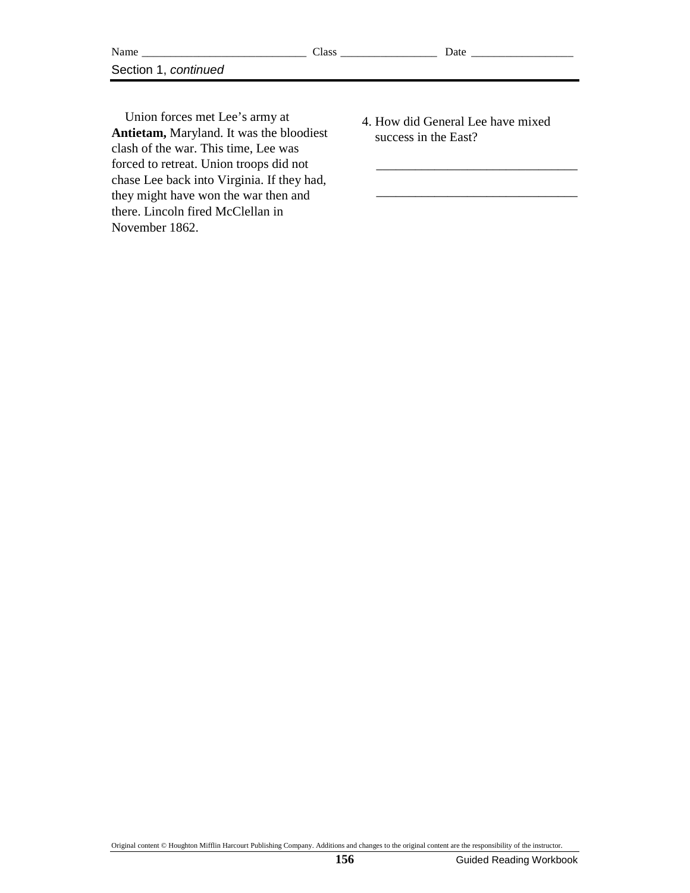Section 1, *continued*

Union forces met Lee's army at **Antietam,** Maryland. It was the bloodiest clash of the war. This time, Lee was forced to retreat. Union troops did not chase Lee back into Virginia. If they had, they might have won the war then and there. Lincoln fired McClellan in November 1862.

4. How did General Lee have mixed success in the East?

_______________________________________

_______________________________________

Original content © Houghton Mifflin Harcourt Publishing Company. Additions and changes to the original content are the responsibility of the instructor.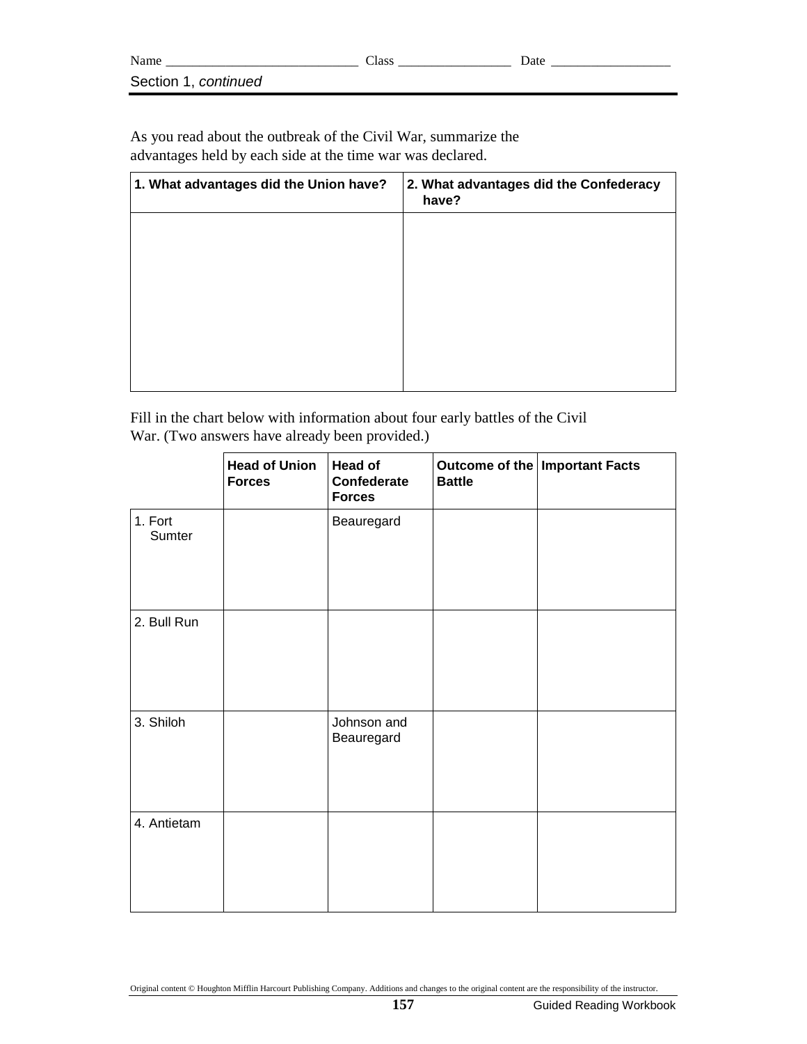Name ____________________________ Class _________________ Date __________________

Section 1, *continued*

As you read about the outbreak of the Civil War, summarize the advantages held by each side at the time war was declared.

| 1. What advantages did the Union have? | 2. What advantages did the Confederacy have? |
|---|---|
| | |

Fill in the chart below with information about four early battles of the Civil War. (Two answers have already been provided.)

| | Head of Union Forces | Head of Confederate Forces | Outcome of the Battle | Important Facts |
|---|---|---|---|---|
| 1. Fort Sumter | | Beauregard | | |
| 2. Bull Run | | | | |
| 3. Shiloh | | Johnson and Beauregard | | |
| 4. Antietam | | | | |

Original content © Houghton Mifflin Harcourt Publishing Company. Additions and changes to the original content are the responsibility of the instructor.